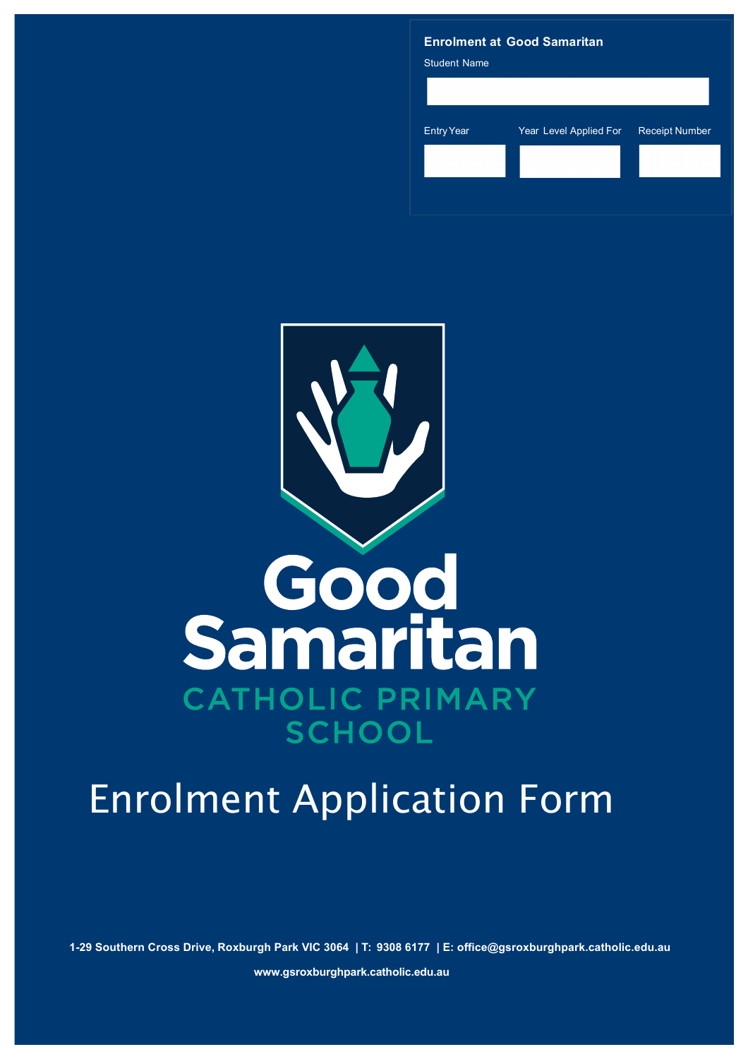**Enrolment at Good Samaritan**

Student Name

| Entry Year | Year Level Applied For | Receipt Number |
| --- | --- | --- |
| | | |

# Good Samaritan

## CATHOLIC PRIMARY SCHOOL

# Enrolment Application Form

**1-29 Southern Cross Drive, Roxburgh Park VIC 3064 | T: 9308 6177 | E: office@gsroxburghpark.catholic.edu.au**

**www.gsroxburghpark.catholic.edu.au**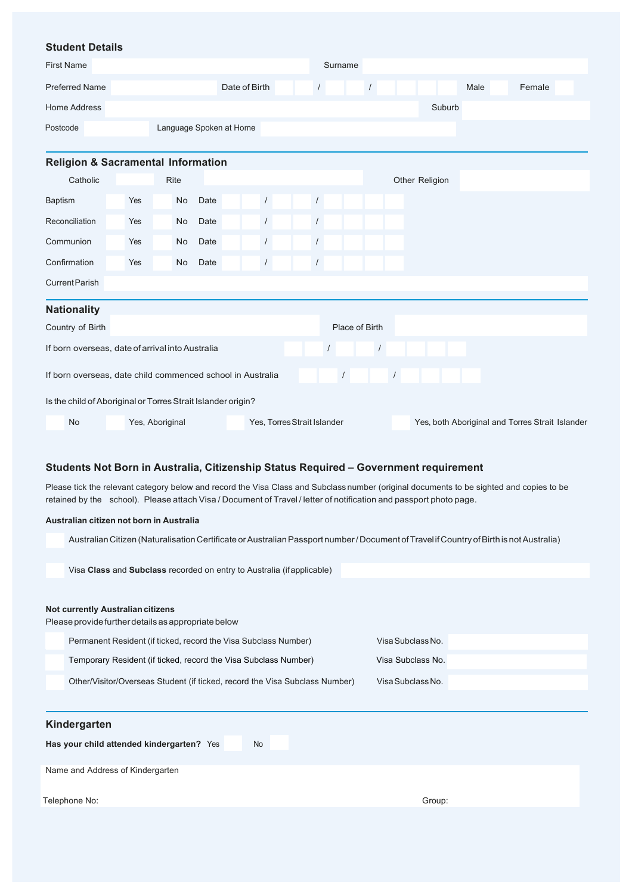### Student Details

First Name ____________________ Surname ____________________

Preferred Name ____________________ Date of Birth ___ ___ / ___ ___ / ___ ___ ___ ___ Male ☐ Female ☐

Home Address ____________________ Suburb ____________________

Postcode __________ Language Spoken at Home ____________________

### Religion & Sacramental Information

Catholic ☐ Rite ____________________ Other Religion ____________________

| | | | | | |
|---|---|---|---|---|---|
| Baptism | ☐ Yes | ☐ No | Date | ___ ___ / ___ ___ / ___ ___ ___ ___ |
| Reconciliation | ☐ Yes | ☐ No | Date | ___ ___ / ___ ___ / ___ ___ ___ ___ |
| Communion | ☐ Yes | ☐ No | Date | ___ ___ / ___ ___ / ___ ___ ___ ___ |
| Confirmation | ☐ Yes | ☐ No | Date | ___ ___ / ___ ___ / ___ ___ ___ ___ |

Current Parish ____________________

### Nationality

Country of Birth ____________________ Place of Birth ____________________

If born overseas, date of arrival into Australia ___ ___ / ___ ___ / ___ ___ ___ ___

If born overseas, date child commenced school in Australia ___ ___ / ___ ___ / ___ ___ ___ ___

Is the child of Aboriginal or Torres Strait Islander origin?

☐ No ☐ Yes, Aboriginal ☐ Yes, Torres Strait Islander ☐ Yes, both Aboriginal and Torres Strait Islander

### Students Not Born in Australia, Citizenship Status Required – Government requirement

Please tick the relevant category below and record the Visa Class and Subclass number (original documents to be sighted and copies to be retained by the school). Please attach Visa / Document of Travel / letter of notification and passport photo page.

**Australian citizen not born in Australia**

☐ Australian Citizen (Naturalisation Certificate or Australian Passport number / Document of Travel if Country of Birth is not Australia)

☐ Visa **Class** and **Subclass** recorded on entry to Australia (if applicable) ____________________

**Not currently Australian citizens**

Please provide further details as appropriate below

☐ Permanent Resident (if ticked, record the Visa Subclass Number) Visa Subclass No. ____________________

☐ Temporary Resident (if ticked, record the Visa Subclass Number) Visa Subclass No. ____________________

☐ Other/Visitor/Overseas Student (if ticked, record the Visa Subclass Number) Visa Subclass No. ____________________

### Kindergarten

**Has your child attended kindergarten?** Yes ☐ No ☐

Name and Address of Kindergarten

Telephone No: Group: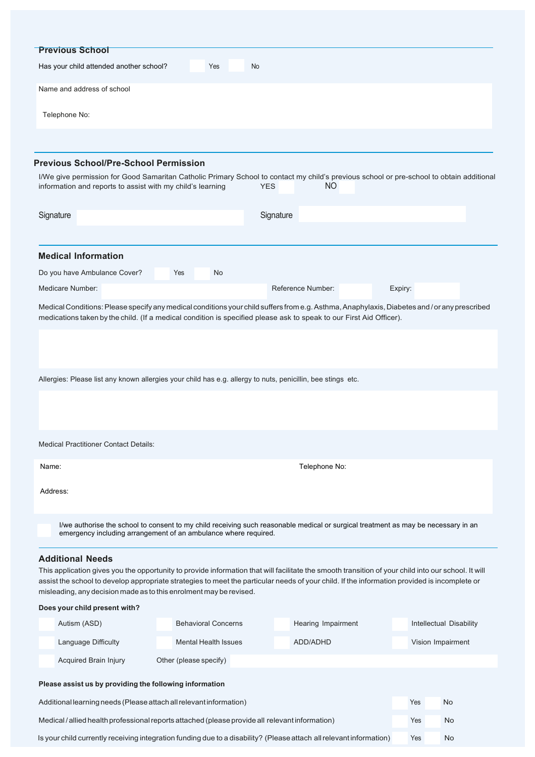## Previous School

Has your child attended another school? ☐ Yes ☐ No

Name and address of school

Telephone No:

## Previous School/Pre-School Permission

I/We give permission for Good Samaritan Catholic Primary School to contact my child's previous school or pre-school to obtain additional information and reports to assist with my child's learning YES ☐ NO ☐

Signature

Signature

## Medical Information

Do you have Ambulance Cover? ☐ Yes ☐ No

Medicare Number: Reference Number: Expiry:

Medical Conditions: Please specify any medical conditions your child suffers from e.g. Asthma, Anaphylaxis, Diabetes and / or any prescribed medications taken by the child. (If a medical condition is specified please ask to speak to our First Aid Officer).

Allergies: Please list any known allergies your child has e.g. allergy to nuts, penicillin, bee stings etc.

Medical Practitioner Contact Details:

Name: Telephone No:

Address:

☐ I/we authorise the school to consent to my child receiving such reasonable medical or surgical treatment as may be necessary in an emergency including arrangement of an ambulance where required.

## Additional Needs

This application gives you the opportunity to provide information that will facilitate the smooth transition of your child into our school. It will assist the school to develop appropriate strategies to meet the particular needs of your child. If the information provided is incomplete or misleading, any decision made as to this enrolment may be revised.

**Does your child present with?**

| | | | |
|---|---|---|---|
| ☐ Autism (ASD) | ☐ Behavioral Concerns | ☐ Hearing Impairment | ☐ Intellectual Disability |
| ☐ Language Difficulty | ☐ Mental Health Issues | ☐ ADD/ADHD | ☐ Vision Impairment |
| ☐ Acquired Brain Injury | Other (please specify) | | |

**Please assist us by providing the following information**

Additional learning needs (Please attach all relevant information) ☐ Yes ☐ No

Medical / allied health professional reports attached (please provide all relevant information) ☐ Yes ☐ No

Is your child currently receiving integration funding due to a disability? (Please attach all relevant information) ☐ Yes ☐ No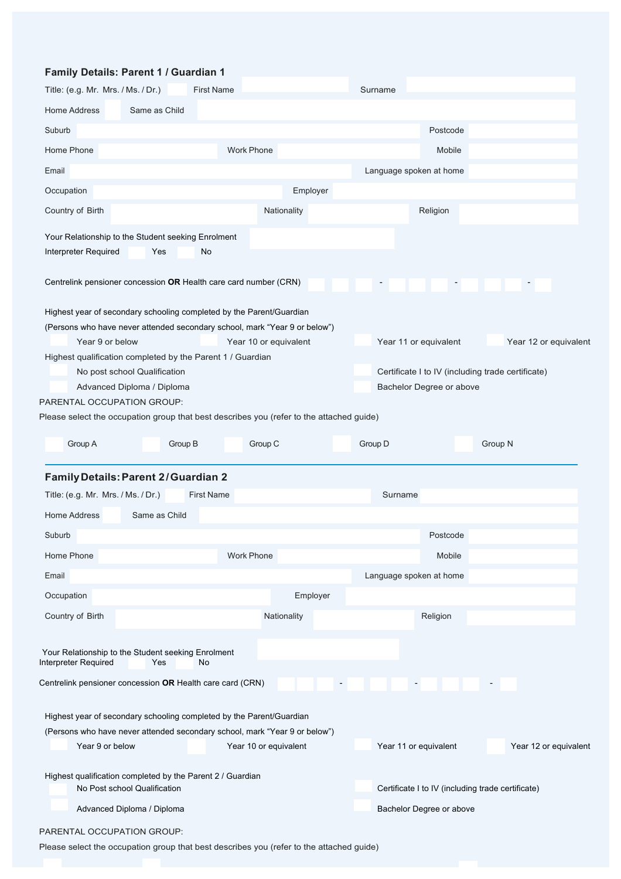## Family Details: Parent 1 / Guardian 1

Title: (e.g. Mr. Mrs. / Ms. / Dr.) First Name Surname

Home Address Same as Child

Suburb Postcode

Home Phone Work Phone Mobile

Email Language spoken at home

Occupation Employer

Country of Birth Nationality Religion

Your Relationship to the Student seeking Enrolment

Interpreter Required Yes No

Centrelink pensioner concession **OR** Health care card number (CRN) - - -

Highest year of secondary schooling completed by the Parent/Guardian

(Persons who have never attended secondary school, mark "Year 9 or below")

Year 9 or below Year 10 or equivalent Year 11 or equivalent Year 12 or equivalent

Highest qualification completed by the Parent 1 / Guardian

No post school Qualification Certificate I to IV (including trade certificate)

Advanced Diploma / Diploma Bachelor Degree or above

PARENTAL OCCUPATION GROUP:

Please select the occupation group that best describes you (refer to the attached guide)

Group A Group B Group C Group D Group N

---

## Family Details: Parent 2 / Guardian 2

Title: (e.g. Mr. Mrs. / Ms. / Dr.) First Name Surname

Home Address Same as Child

Suburb Postcode

Home Phone Work Phone Mobile

Email Language spoken at home

Occupation Employer

Country of Birth Nationality Religion

Your Relationship to the Student seeking Enrolment

Interpreter Required Yes No

Centrelink pensioner concession **OR** Health care card (CRN) - - -

Highest year of secondary schooling completed by the Parent/Guardian

(Persons who have never attended secondary school, mark "Year 9 or below")

Year 9 or below Year 10 or equivalent Year 11 or equivalent Year 12 or equivalent

Highest qualification completed by the Parent 2 / Guardian

No Post school Qualification Certificate I to IV (including trade certificate)

Advanced Diploma / Diploma Bachelor Degree or above

PARENTAL OCCUPATION GROUP:

Please select the occupation group that best describes you (refer to the attached guide)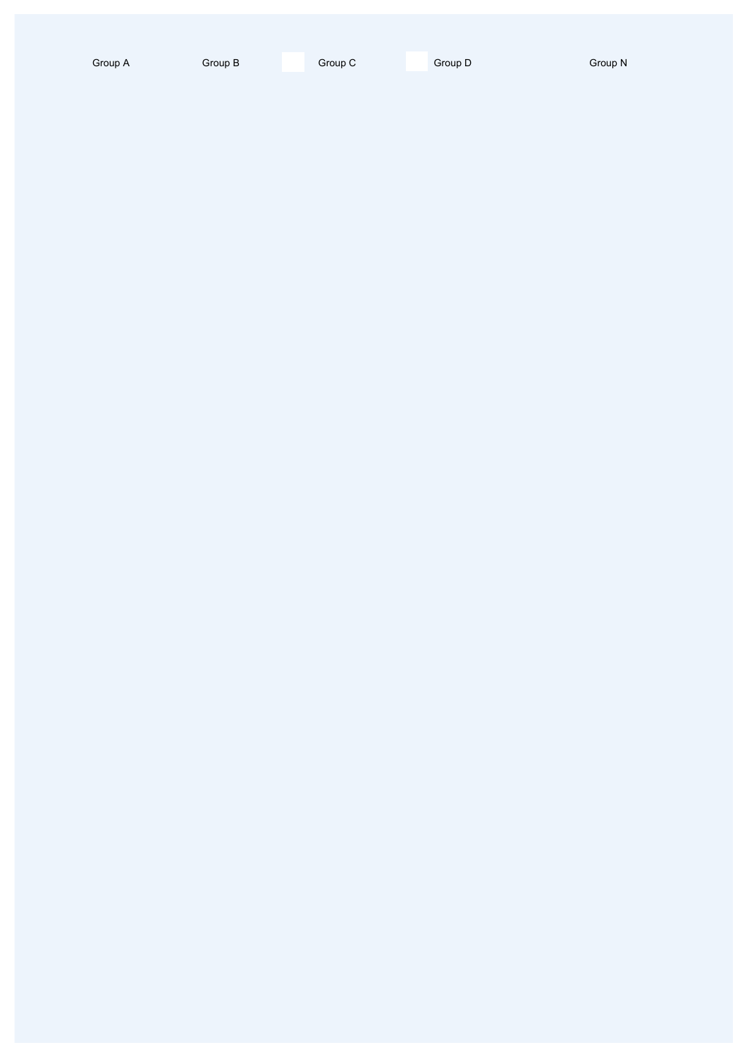Group A Group B Group C Group D Group N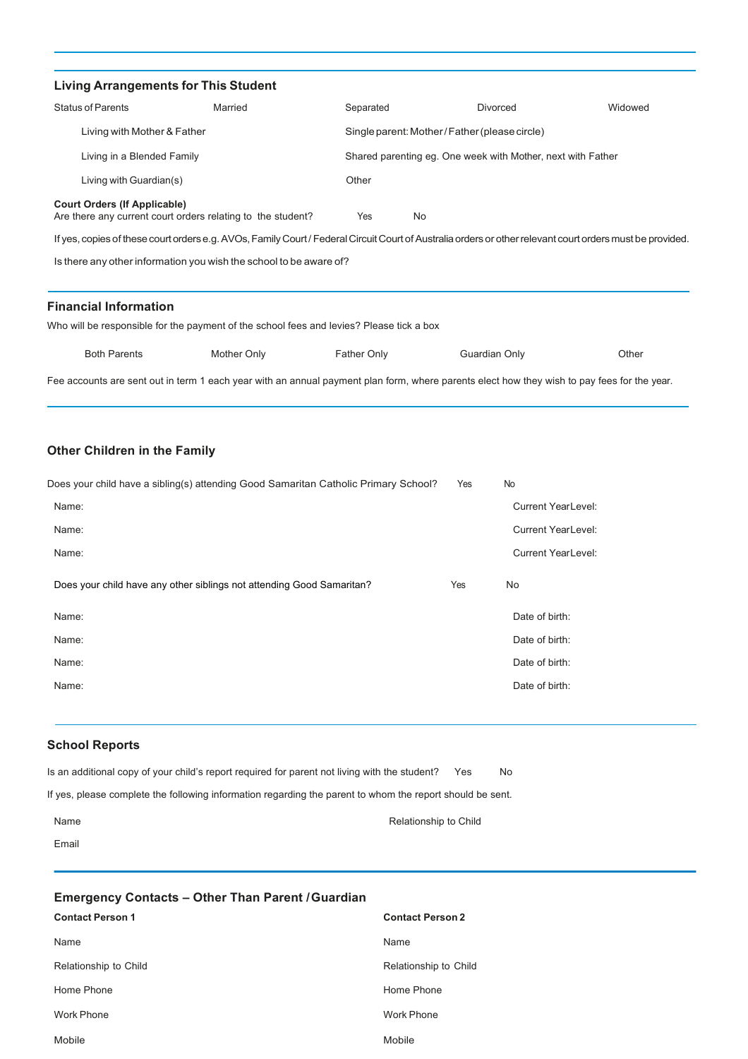## Living Arrangements for This Student

| Status of Parents | Married | Separated | Divorced | Widowed |
|---|---|---|---|---|

Living with Mother & Father

Single parent: Mother / Father (please circle)

Living in a Blended Family

Shared parenting eg. One week with Mother, next with Father

Living with Guardian(s)

Other

**Court Orders (If Applicable)**

Are there any current court orders relating to the student? Yes No

If yes, copies of these court orders e.g. AVOs, Family Court / Federal Circuit Court of Australia orders or other relevant court orders must be provided.

Is there any other information you wish the school to be aware of?

## Financial Information

Who will be responsible for the payment of the school fees and levies? Please tick a box

| Both Parents | Mother Only | Father Only | Guardian Only | Other |
|---|---|---|---|---|

Fee accounts are sent out in term 1 each year with an annual payment plan form, where parents elect how they wish to pay fees for the year.

## Other Children in the Family

Does your child have a sibling(s) attending Good Samaritan Catholic Primary School? Yes No

| Name: | Current Year Level: |
|---|---|
| Name: | Current Year Level: |
| Name: | Current Year Level: |

Does your child have any other siblings not attending Good Samaritan? Yes No

| Name: | Date of birth: |
|---|---|
| Name: | Date of birth: |
| Name: | Date of birth: |
| Name: | Date of birth: |

## School Reports

Is an additional copy of your child's report required for parent not living with the student? Yes No

If yes, please complete the following information regarding the parent to whom the report should be sent.

Name

Relationship to Child

Email

## Emergency Contacts – Other Than Parent / Guardian

| **Contact Person 1** | **Contact Person 2** |
|---|---|
| Name | Name |
| Relationship to Child | Relationship to Child |
| Home Phone | Home Phone |
| Work Phone | Work Phone |
| Mobile | Mobile |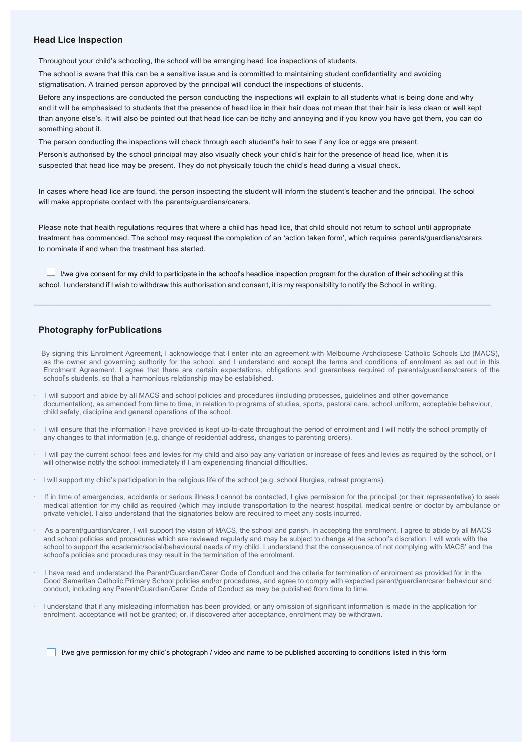## Head Lice Inspection

Throughout your child's schooling, the school will be arranging head lice inspections of students.

The school is aware that this can be a sensitive issue and is committed to maintaining student confidentiality and avoiding stigmatisation. A trained person approved by the principal will conduct the inspections of students.

Before any inspections are conducted the person conducting the inspections will explain to all students what is being done and why and it will be emphasised to students that the presence of head lice in their hair does not mean that their hair is less clean or well kept than anyone else's. It will also be pointed out that head lice can be itchy and annoying and if you know you have got them, you can do something about it.

The person conducting the inspections will check through each student's hair to see if any lice or eggs are present.

Person's authorised by the school principal may also visually check your child's hair for the presence of head lice, when it is suspected that head lice may be present. They do not physically touch the child's head during a visual check.

In cases where head lice are found, the person inspecting the student will inform the student's teacher and the principal. The school will make appropriate contact with the parents/guardians/carers.

Please note that health regulations requires that where a child has head lice, that child should not return to school until appropriate treatment has commenced. The school may request the completion of an 'action taken form', which requires parents/guardians/carers to nominate if and when the treatment has started.

☐ I/we give consent for my child to participate in the school's headlice inspection program for the duration of their schooling at this school. I understand if I wish to withdraw this authorisation and consent, it is my responsibility to notify the School in writing.

---

## Photography for Publications

By signing this Enrolment Agreement, I acknowledge that I enter into an agreement with Melbourne Archdiocese Catholic Schools Ltd (MACS), as the owner and governing authority for the school, and I understand and accept the terms and conditions of enrolment as set out in this Enrolment Agreement. I agree that there are certain expectations, obligations and guarantees required of parents/guardians/carers of the school's students, so that a harmonious relationship may be established.

- I will support and abide by all MACS and school policies and procedures (including processes, guidelines and other governance documentation), as amended from time to time, in relation to programs of studies, sports, pastoral care, school uniform, acceptable behaviour, child safety, discipline and general operations of the school.
- I will ensure that the information I have provided is kept up-to-date throughout the period of enrolment and I will notify the school promptly of any changes to that information (e.g. change of residential address, changes to parenting orders).
- I will pay the current school fees and levies for my child and also pay any variation or increase of fees and levies as required by the school, or I will otherwise notify the school immediately if I am experiencing financial difficulties.
- I will support my child's participation in the religious life of the school (e.g. school liturgies, retreat programs).
- If in time of emergencies, accidents or serious illness I cannot be contacted, I give permission for the principal (or their representative) to seek medical attention for my child as required (which may include transportation to the nearest hospital, medical centre or doctor by ambulance or private vehicle). I also understand that the signatories below are required to meet any costs incurred.
- As a parent/guardian/carer, I will support the vision of MACS, the school and parish. In accepting the enrolment, I agree to abide by all MACS and school policies and procedures which are reviewed regularly and may be subject to change at the school's discretion. I will work with the school to support the academic/social/behavioural needs of my child. I understand that the consequence of not complying with MACS' and the school's policies and procedures may result in the termination of the enrolment.
- I have read and understand the Parent/Guardian/Carer Code of Conduct and the criteria for termination of enrolment as provided for in the Good Samaritan Catholic Primary School policies and/or procedures, and agree to comply with expected parent/guardian/carer behaviour and conduct, including any Parent/Guardian/Carer Code of Conduct as may be published from time to time.
- I understand that if any misleading information has been provided, or any omission of significant information is made in the application for enrolment, acceptance will not be granted; or, if discovered after acceptance, enrolment may be withdrawn.

☐ I/we give permission for my child's photograph / video and name to be published according to conditions listed in this form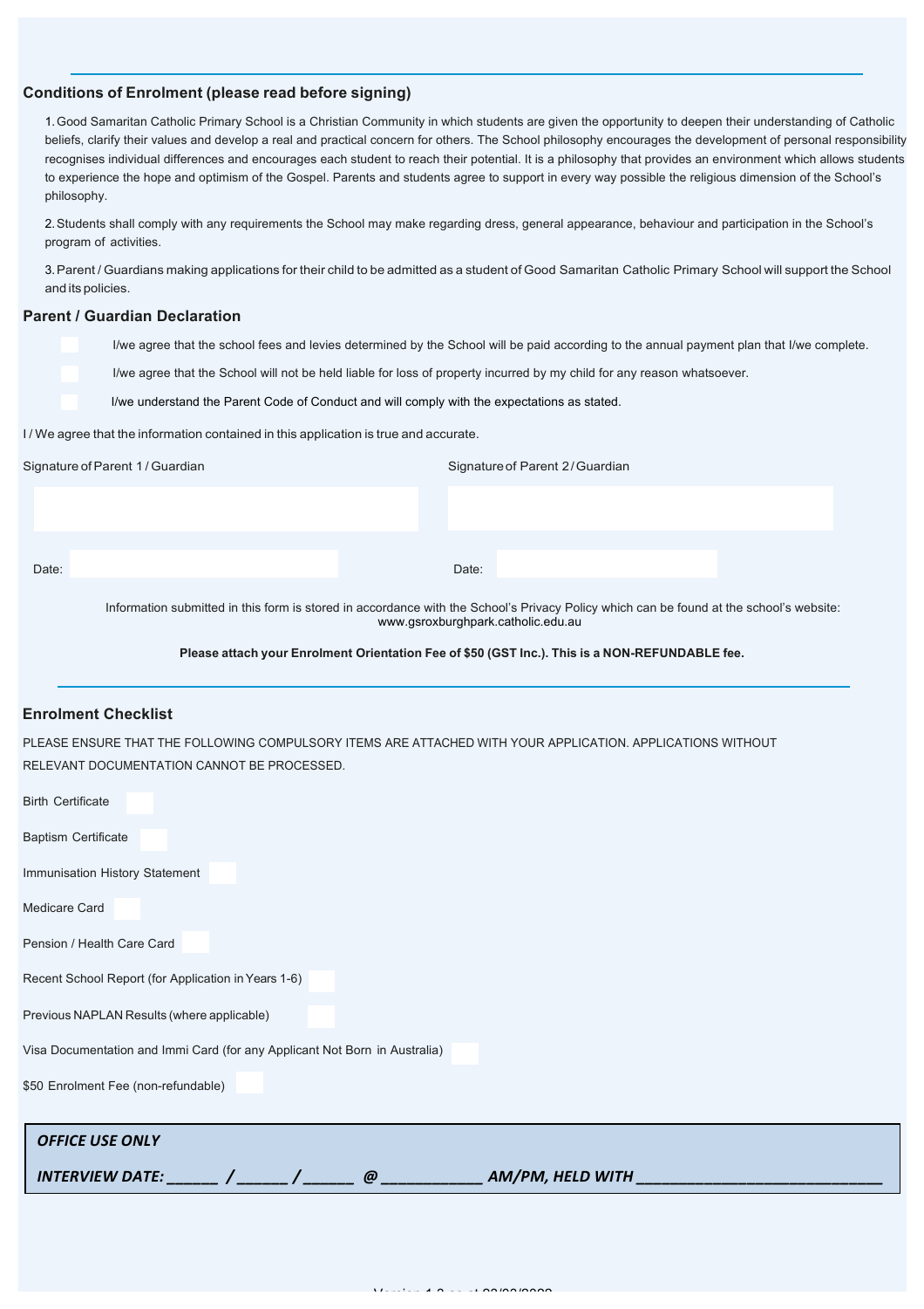## Conditions of Enrolment (please read before signing)

1. Good Samaritan Catholic Primary School is a Christian Community in which students are given the opportunity to deepen their understanding of Catholic beliefs, clarify their values and develop a real and practical concern for others. The School philosophy encourages the development of personal responsibility recognises individual differences and encourages each student to reach their potential. It is a philosophy that provides an environment which allows students to experience the hope and optimism of the Gospel. Parents and students agree to support in every way possible the religious dimension of the School's philosophy.

2. Students shall comply with any requirements the School may make regarding dress, general appearance, behaviour and participation in the School's program of activities.

3. Parent / Guardians making applications for their child to be admitted as a student of Good Samaritan Catholic Primary School will support the School and its policies.

## Parent / Guardian Declaration

- ☐ I/we agree that the school fees and levies determined by the School will be paid according to the annual payment plan that I/we complete.
- ☐ I/we agree that the School will not be held liable for loss of property incurred by my child for any reason whatsoever.
- ☐ I/we understand the Parent Code of Conduct and will comply with the expectations as stated.

I / We agree that the information contained in this application is true and accurate.

Signature of Parent 1 / Guardian

Date:

Signature of Parent 2 / Guardian

Date:

Information submitted in this form is stored in accordance with the School's Privacy Policy which can be found at the school's website: www.gsroxburghpark.catholic.edu.au

**Please attach your Enrolment Orientation Fee of $50 (GST Inc.). This is a NON-REFUNDABLE fee.**

## Enrolment Checklist

PLEASE ENSURE THAT THE FOLLOWING COMPULSORY ITEMS ARE ATTACHED WITH YOUR APPLICATION. APPLICATIONS WITHOUT RELEVANT DOCUMENTATION CANNOT BE PROCESSED.

- Birth Certificate ☐
- Baptism Certificate ☐
- Immunisation History Statement ☐
- Medicare Card ☐
- Pension / Health Care Card ☐
- Recent School Report (for Application in Years 1-6) ☐
- Previous NAPLAN Results (where applicable) ☐
- Visa Documentation and Immi Card (for any Applicant Not Born in Australia) ☐
- $50 Enrolment Fee (non-refundable) ☐

***OFFICE USE ONLY***

***INTERVIEW DATE: ______ / ______ / ______ @ ___________ AM/PM, HELD WITH ____________________________***